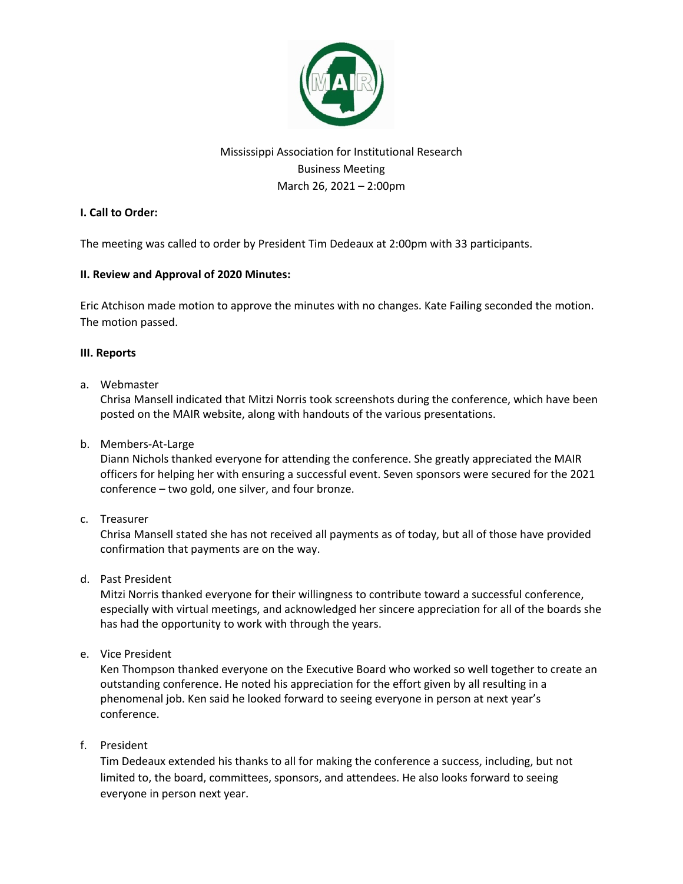Mississippi Association for Institutional Research
Business Meeting
March 26, 2021 – 2:00pm

**I. Call to Order:**

The meeting was called to order by President Tim Dedeaux at 2:00pm with 33 participants.

**II. Review and Approval of 2020 Minutes:**

Eric Atchison made motion to approve the minutes with no changes. Kate Failing seconded the motion. The motion passed.

**III. Reports**

a. Webmaster
Chrisa Mansell indicated that Mitzi Norris took screenshots during the conference, which have been posted on the MAIR website, along with handouts of the various presentations.

b. Members-At-Large
Diann Nichols thanked everyone for attending the conference. She greatly appreciated the MAIR officers for helping her with ensuring a successful event. Seven sponsors were secured for the 2021 conference – two gold, one silver, and four bronze.

c. Treasurer
Chrisa Mansell stated she has not received all payments as of today, but all of those have provided confirmation that payments are on the way.

d. Past President
Mitzi Norris thanked everyone for their willingness to contribute toward a successful conference, especially with virtual meetings, and acknowledged her sincere appreciation for all of the boards she has had the opportunity to work with through the years.

e. Vice President
Ken Thompson thanked everyone on the Executive Board who worked so well together to create an outstanding conference. He noted his appreciation for the effort given by all resulting in a phenomenal job. Ken said he looked forward to seeing everyone in person at next year's conference.

f. President
Tim Dedeaux extended his thanks to all for making the conference a success, including, but not limited to, the board, committees, sponsors, and attendees. He also looks forward to seeing everyone in person next year.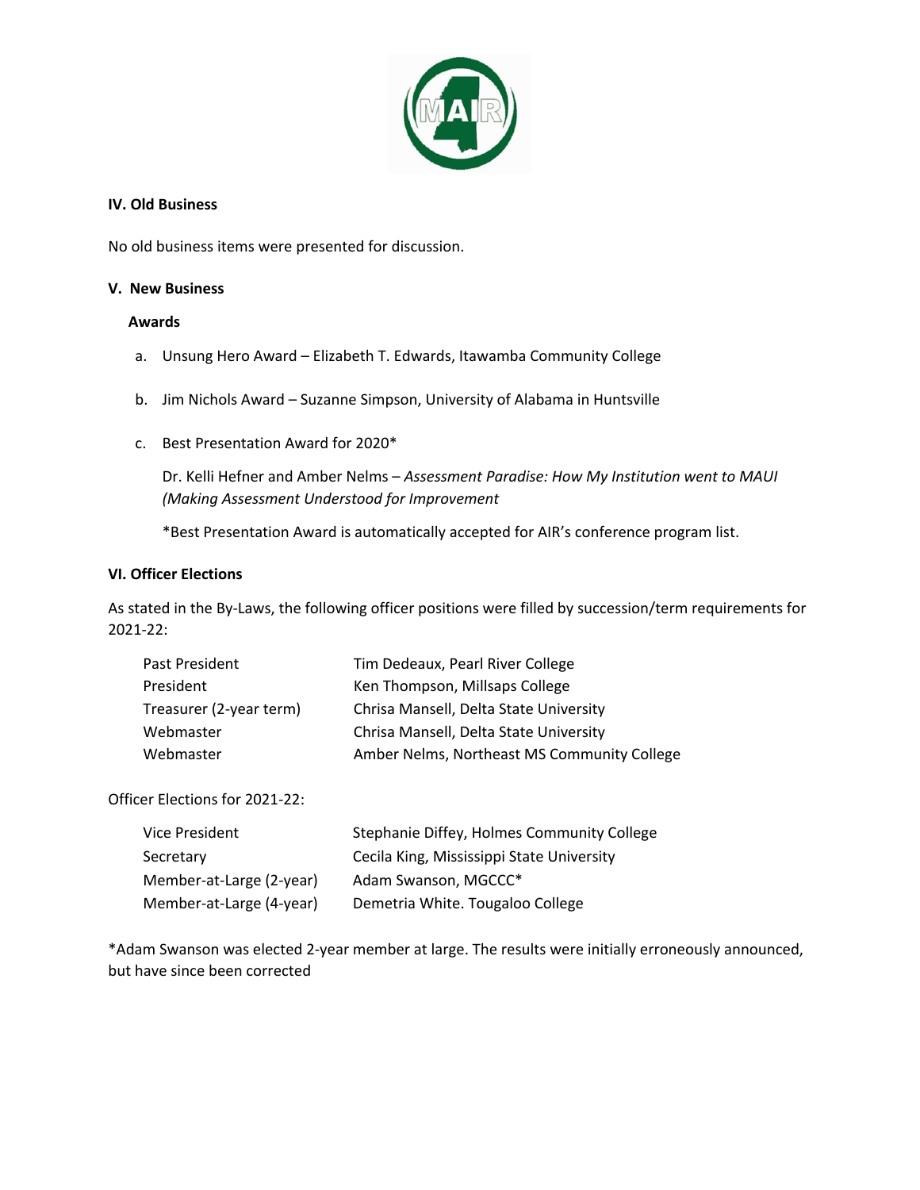## IV. Old Business

No old business items were presented for discussion.

## V. New Business

### Awards

a. Unsung Hero Award – Elizabeth T. Edwards, Itawamba Community College

b. Jim Nichols Award – Suzanne Simpson, University of Alabama in Huntsville

c. Best Presentation Award for 2020*

   Dr. Kelli Hefner and Amber Nelms – *Assessment Paradise: How My Institution went to MAUI (Making Assessment Understood for Improvement*

   *Best Presentation Award is automatically accepted for AIR's conference program list.

## VI. Officer Elections

As stated in the By-Laws, the following officer positions were filled by succession/term requirements for 2021-22:

| | |
|---|---|
| Past President | Tim Dedeaux, Pearl River College |
| President | Ken Thompson, Millsaps College |
| Treasurer (2-year term) | Chrisa Mansell, Delta State University |
| Webmaster | Chrisa Mansell, Delta State University |
| Webmaster | Amber Nelms, Northeast MS Community College |

Officer Elections for 2021-22:

| | |
|---|---|
| Vice President | Stephanie Diffey, Holmes Community College |
| Secretary | Cecila King, Mississippi State University |
| Member-at-Large (2-year) | Adam Swanson, MGCCC* |
| Member-at-Large (4-year) | Demetria White. Tougaloo College |

*Adam Swanson was elected 2-year member at large. The results were initially erroneously announced, but have since been corrected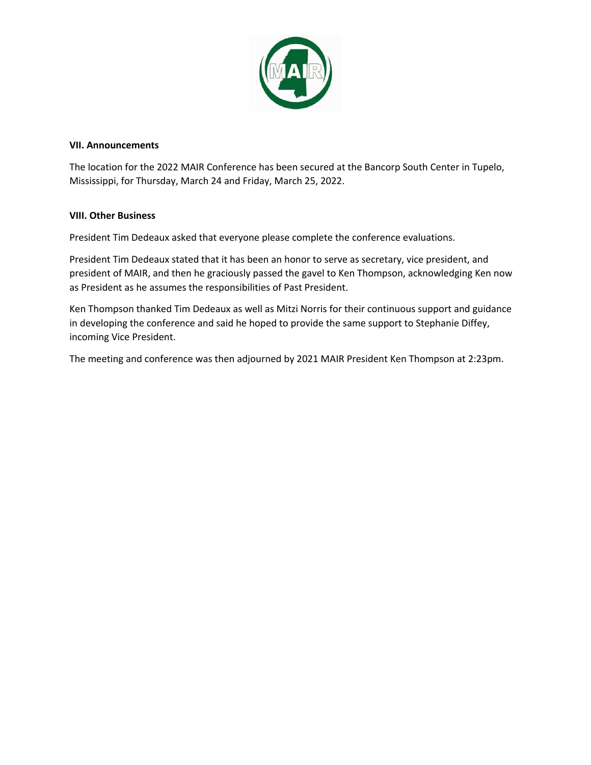### VII. Announcements

The location for the 2022 MAIR Conference has been secured at the Bancorp South Center in Tupelo, Mississippi, for Thursday, March 24 and Friday, March 25, 2022.

### VIII. Other Business

President Tim Dedeaux asked that everyone please complete the conference evaluations.

President Tim Dedeaux stated that it has been an honor to serve as secretary, vice president, and president of MAIR, and then he graciously passed the gavel to Ken Thompson, acknowledging Ken now as President as he assumes the responsibilities of Past President.

Ken Thompson thanked Tim Dedeaux as well as Mitzi Norris for their continuous support and guidance in developing the conference and said he hoped to provide the same support to Stephanie Diffey, incoming Vice President.

The meeting and conference was then adjourned by 2021 MAIR President Ken Thompson at 2:23pm.